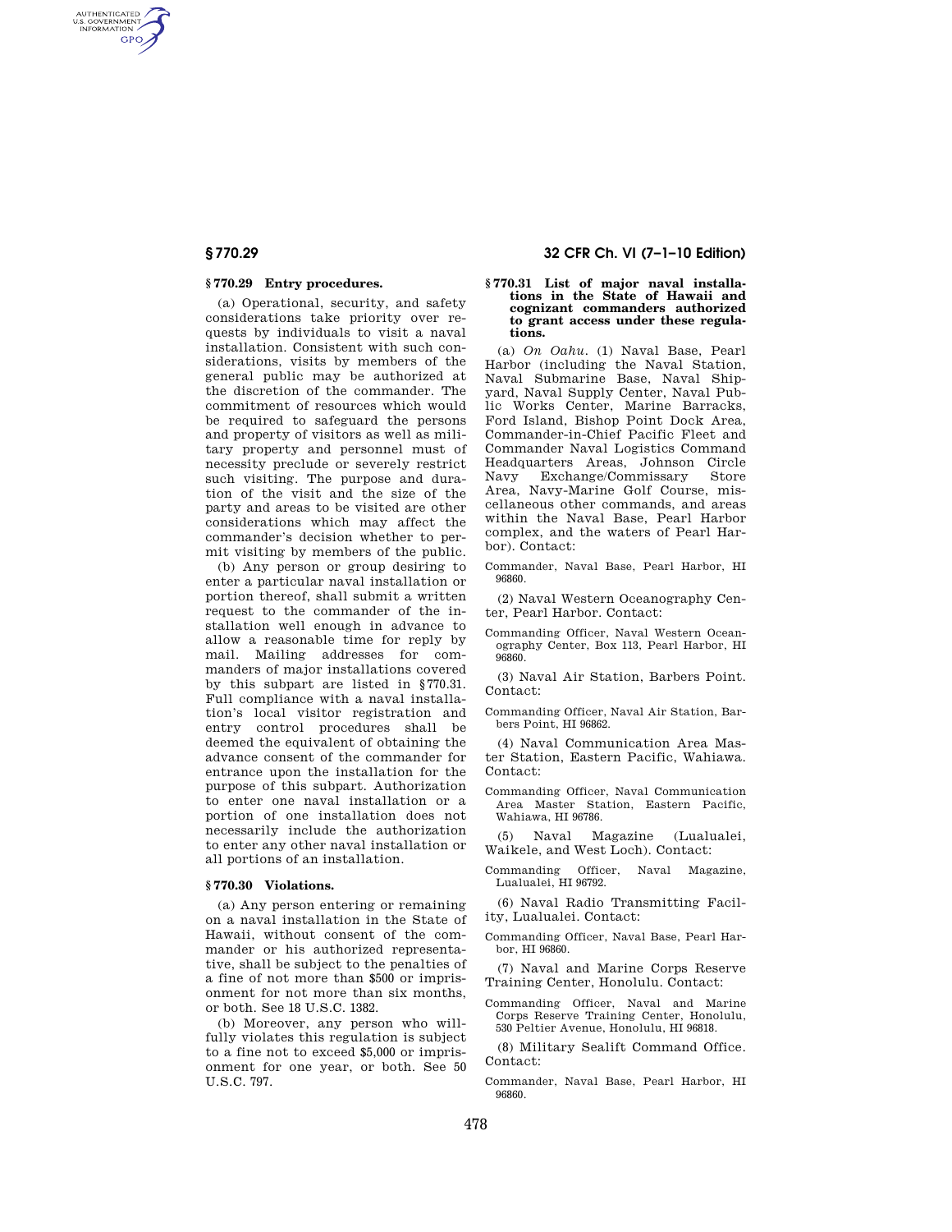### § 770.29 Entry procedures.

(a) Operational, security, and safety considerations take priority over requests by individuals to visit a naval installation. Consistent with such considerations, visits by members of the general public may be authorized at the discretion of the commander. The commitment of resources which would be required to safeguard the persons and property of visitors as well as military property and personnel must of necessity preclude or severely restrict such visiting. The purpose and duration of the visit and the size of the party and areas to be visited are other considerations which may affect the commander's decision whether to permit visiting by members of the public.

(b) Any person or group desiring to enter a particular naval installation or portion thereof, shall submit a written request to the commander of the installation well enough in advance to allow a reasonable time for reply by mail. Mailing addresses for commanders of major installations covered by this subpart are listed in §770.31. Full compliance with a naval installation's local visitor registration and entry control procedures shall be deemed the equivalent of obtaining the advance consent of the commander for entrance upon the installation for the purpose of this subpart. Authorization to enter one naval installation or a portion of one installation does not necessarily include the authorization to enter any other naval installation or all portions of an installation.

### § 770.30 Violations.

(a) Any person entering or remaining on a naval installation in the State of Hawaii, without consent of the commander or his authorized representative, shall be subject to the penalties of a fine of not more than $500 or imprisonment for not more than six months, or both. See 18 U.S.C. 1382.

(b) Moreover, any person who willfully violates this regulation is subject to a fine not to exceed $5,000 or imprisonment for one year, or both. See 50 U.S.C. 797.

### § 770.31 List of major naval installations in the State of Hawaii and cognizant commanders authorized to grant access under these regulations.

(a) *On Oahu.* (1) Naval Base, Pearl Harbor (including the Naval Station, Naval Submarine Base, Naval Shipyard, Naval Supply Center, Naval Public Works Center, Marine Barracks, Ford Island, Bishop Point Dock Area, Commander-in-Chief Pacific Fleet and Commander Naval Logistics Command Headquarters Areas, Johnson Circle Navy Exchange/Commissary Store Area, Navy-Marine Golf Course, miscellaneous other commands, and areas within the Naval Base, Pearl Harbor complex, and the waters of Pearl Harbor). Contact:

Commander, Naval Base, Pearl Harbor, HI 96860.

(2) Naval Western Oceanography Center, Pearl Harbor. Contact:

Commanding Officer, Naval Western Oceanography Center, Box 113, Pearl Harbor, HI 96860.

(3) Naval Air Station, Barbers Point. Contact:

Commanding Officer, Naval Air Station, Barbers Point, HI 96862.

(4) Naval Communication Area Master Station, Eastern Pacific, Wahiawa. Contact:

Commanding Officer, Naval Communication Area Master Station, Eastern Pacific, Wahiawa, HI 96786.

(5) Naval Magazine (Lualualei, Waikele, and West Loch). Contact:

Commanding Officer, Naval Magazine, Lualualei, HI 96792.

(6) Naval Radio Transmitting Facility, Lualualei. Contact:

Commanding Officer, Naval Base, Pearl Harbor, HI 96860.

(7) Naval and Marine Corps Reserve Training Center, Honolulu. Contact:

Commanding Officer, Naval and Marine Corps Reserve Training Center, Honolulu, 530 Peltier Avenue, Honolulu, HI 96818.

(8) Military Sealift Command Office. Contact:

Commander, Naval Base, Pearl Harbor, HI 96860.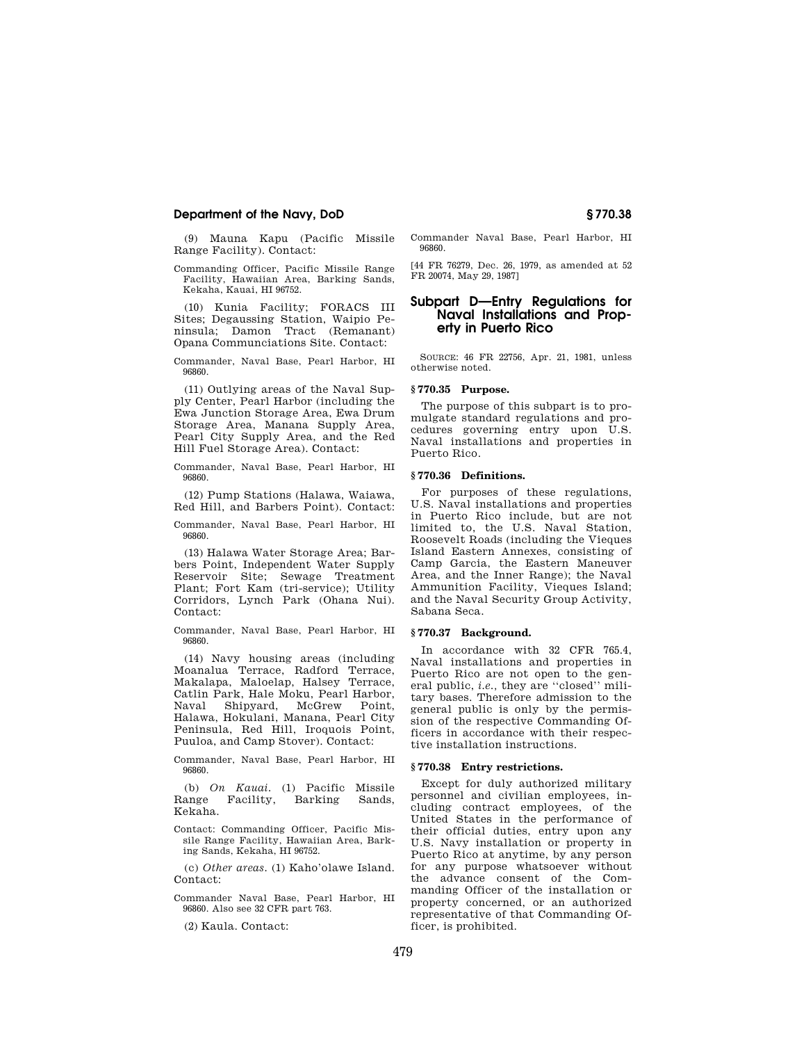(9) Mauna Kapu (Pacific Missile Range Facility). Contact:

Commanding Officer, Pacific Missile Range Facility, Hawaiian Area, Barking Sands, Kekaha, Kauai, HI 96752.

(10) Kunia Facility; FORACS III Sites; Degaussing Station, Waipio Peninsula; Damon Tract (Remanant) Opana Communciations Site. Contact:

Commander, Naval Base, Pearl Harbor, HI 96860.

(11) Outlying areas of the Naval Supply Center, Pearl Harbor (including the Ewa Junction Storage Area, Ewa Drum Storage Area, Manana Supply Area, Pearl City Supply Area, and the Red Hill Fuel Storage Area). Contact:

Commander, Naval Base, Pearl Harbor, HI 96860.

(12) Pump Stations (Halawa, Waiawa, Red Hill, and Barbers Point). Contact:

Commander, Naval Base, Pearl Harbor, HI 96860.

(13) Halawa Water Storage Area; Barbers Point, Independent Water Supply Reservoir Site; Sewage Treatment Plant; Fort Kam (tri-service); Utility Corridors, Lynch Park (Ohana Nui). Contact:

Commander, Naval Base, Pearl Harbor, HI 96860.

(14) Navy housing areas (including Moanalua Terrace, Radford Terrace, Makalapa, Maloelap, Halsey Terrace, Catlin Park, Hale Moku, Pearl Harbor, Naval Shipyard, McGrew Point, Halawa, Hokulani, Manana, Pearl City Peninsula, Red Hill, Iroquois Point, Puuloa, and Camp Stover). Contact:

Commander, Naval Base, Pearl Harbor, HI 96860.

(b) *On Kauai.* (1) Pacific Missile Range Facility, Barking Sands, Kekaha.

Contact: Commanding Officer, Pacific Missile Range Facility, Hawaiian Area, Barking Sands, Kekaha, HI 96752.

(c) *Other areas.* (1) Kaho'olawe Island. Contact:

Commander Naval Base, Pearl Harbor, HI 96860. Also see 32 CFR part 763.

(2) Kaula. Contact:

Commander Naval Base, Pearl Harbor, HI 96860.

[44 FR 76279, Dec. 26, 1979, as amended at 52 FR 20074, May 29, 1987]

## Subpart D—Entry Regulations for Naval Installations and Property in Puerto Rico

SOURCE: 46 FR 22756, Apr. 21, 1981, unless otherwise noted.

### § 770.35 Purpose.

The purpose of this subpart is to promulgate standard regulations and procedures governing entry upon U.S. Naval installations and properties in Puerto Rico.

### § 770.36 Definitions.

For purposes of these regulations, U.S. Naval installations and properties in Puerto Rico include, but are not limited to, the U.S. Naval Station, Roosevelt Roads (including the Vieques Island Eastern Annexes, consisting of Camp Garcia, the Eastern Maneuver Area, and the Inner Range); the Naval Ammunition Facility, Vieques Island; and the Naval Security Group Activity, Sabana Seca.

### § 770.37 Background.

In accordance with 32 CFR 765.4, Naval installations and properties in Puerto Rico are not open to the general public, *i.e.*, they are ''closed'' military bases. Therefore admission to the general public is only by the permission of the respective Commanding Officers in accordance with their respective installation instructions.

### § 770.38 Entry restrictions.

Except for duly authorized military personnel and civilian employees, including contract employees, of the United States in the performance of their official duties, entry upon any U.S. Navy installation or property in Puerto Rico at anytime, by any person for any purpose whatsoever without the advance consent of the Commanding Officer of the installation or property concerned, or an authorized representative of that Commanding Officer, is prohibited.